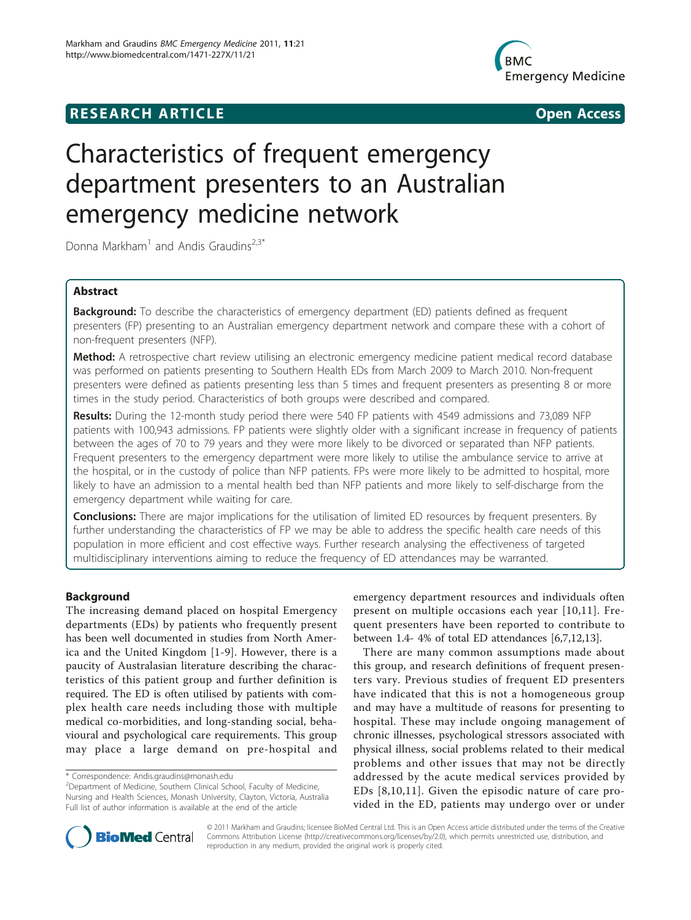RESEARCH ARTICLE Open Access

# Characteristics of frequent emergency department presenters to an Australian emergency medicine network

Donna Markham[1] and Andis Graudins[2,3*]

## Abstract

**Background:** To describe the characteristics of emergency department (ED) patients defined as frequent presenters (FP) presenting to an Australian emergency department network and compare these with a cohort of non-frequent presenters (NFP).

**Method:** A retrospective chart review utilising an electronic emergency medicine patient medical record database was performed on patients presenting to Southern Health EDs from March 2009 to March 2010. Non-frequent presenters were defined as patients presenting less than 5 times and frequent presenters as presenting 8 or more times in the study period. Characteristics of both groups were described and compared.

**Results:** During the 12-month study period there were 540 FP patients with 4549 admissions and 73,089 NFP patients with 100,943 admissions. FP patients were slightly older with a significant increase in frequency of patients between the ages of 70 to 79 years and they were more likely to be divorced or separated than NFP patients. Frequent presenters to the emergency department were more likely to utilise the ambulance service to arrive at the hospital, or in the custody of police than NFP patients. FPs were more likely to be admitted to hospital, more likely to have an admission to a mental health bed than NFP patients and more likely to self-discharge from the emergency department while waiting for care.

**Conclusions:** There are major implications for the utilisation of limited ED resources by frequent presenters. By further understanding the characteristics of FP we may be able to address the specific health care needs of this population in more efficient and cost effective ways. Further research analysing the effectiveness of targeted multidisciplinary interventions aiming to reduce the frequency of ED attendances may be warranted.

## Background

The increasing demand placed on hospital Emergency departments (EDs) by patients who frequently present has been well documented in studies from North America and the United Kingdom [1-9]. However, there is a paucity of Australasian literature describing the characteristics of this patient group and further definition is required. The ED is often utilised by patients with complex health care needs including those with multiple medical co-morbidities, and long-standing social, behavioural and psychological care requirements. This group may place a large demand on pre-hospital and emergency department resources and individuals often present on multiple occasions each year [10,11]. Frequent presenters have been reported to contribute to between 1.4- 4% of total ED attendances [6,7,12,13].

There are many common assumptions made about this group, and research definitions of frequent presenters vary. Previous studies of frequent ED presenters have indicated that this is not a homogeneous group and may have a multitude of reasons for presenting to hospital. These may include ongoing management of chronic illnesses, psychological stressors associated with physical illness, social problems related to their medical problems and other issues that may not be directly addressed by the acute medical services provided by EDs [8,10,11]. Given the episodic nature of care provided in the ED, patients may undergo over or under

\* Correspondence: Andis.graudins@monash.edu

[2]Department of Medicine, Southern Clinical School, Faculty of Medicine, Nursing and Health Sciences, Monash University, Clayton, Victoria, Australia

Full list of author information is available at the end of the article

© 2011 Markham and Graudins; licensee BioMed Central Ltd. This is an Open Access article distributed under the terms of the Creative Commons Attribution License (http://creativecommons.org/licenses/by/2.0), which permits unrestricted use, distribution, and reproduction in any medium, provided the original work is properly cited.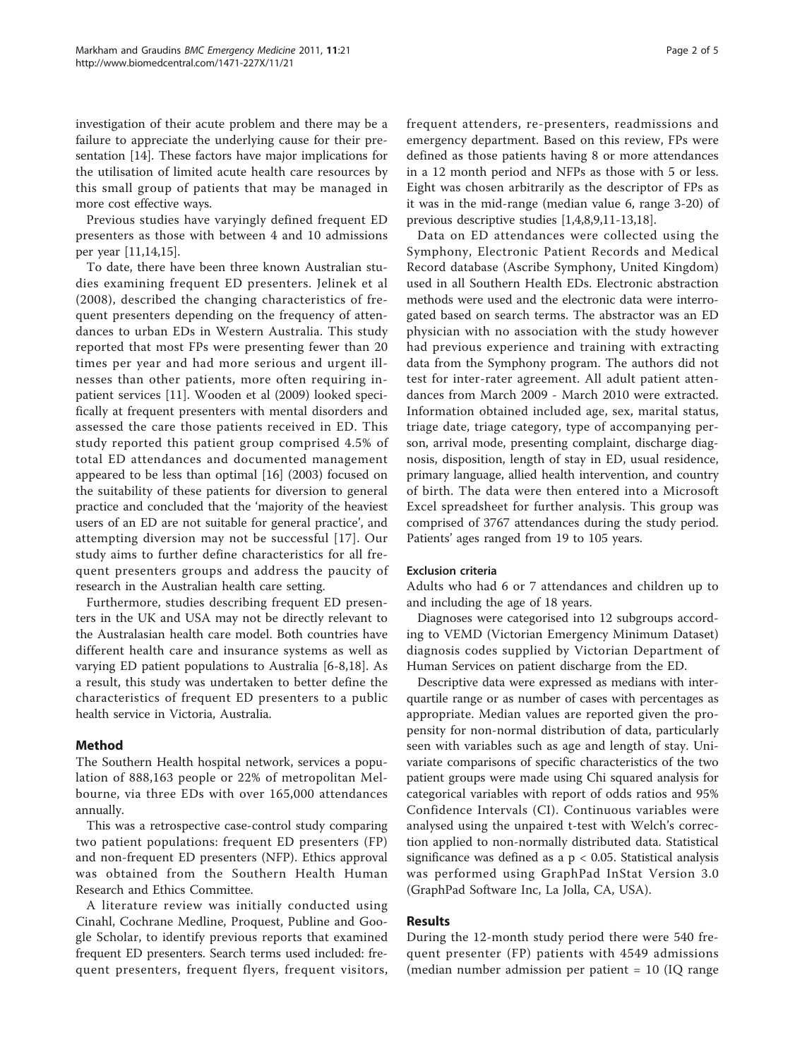investigation of their acute problem and there may be a failure to appreciate the underlying cause for their presentation [14]. These factors have major implications for the utilisation of limited acute health care resources by this small group of patients that may be managed in more cost effective ways.

Previous studies have varyingly defined frequent ED presenters as those with between 4 and 10 admissions per year [11,14,15].

To date, there have been three known Australian studies examining frequent ED presenters. Jelinek et al (2008), described the changing characteristics of frequent presenters depending on the frequency of attendances to urban EDs in Western Australia. This study reported that most FPs were presenting fewer than 20 times per year and had more serious and urgent illnesses than other patients, more often requiring in-patient services [11]. Wooden et al (2009) looked specifically at frequent presenters with mental disorders and assessed the care those patients received in ED. This study reported this patient group comprised 4.5% of total ED attendances and documented management appeared to be less than optimal [16] (2003) focused on the suitability of these patients for diversion to general practice and concluded that the 'majority of the heaviest users of an ED are not suitable for general practice', and attempting diversion may not be successful [17]. Our study aims to further define characteristics for all frequent presenters groups and address the paucity of research in the Australian health care setting.

Furthermore, studies describing frequent ED presenters in the UK and USA may not be directly relevant to the Australasian health care model. Both countries have different health care and insurance systems as well as varying ED patient populations to Australia [6-8,18]. As a result, this study was undertaken to better define the characteristics of frequent ED presenters to a public health service in Victoria, Australia.

## Method

The Southern Health hospital network, services a population of 888,163 people or 22% of metropolitan Melbourne, via three EDs with over 165,000 attendances annually.

This was a retrospective case-control study comparing two patient populations: frequent ED presenters (FP) and non-frequent ED presenters (NFP). Ethics approval was obtained from the Southern Health Human Research and Ethics Committee.

A literature review was initially conducted using Cinahl, Cochrane Medline, Proquest, Publine and Google Scholar, to identify previous reports that examined frequent ED presenters. Search terms used included: frequent presenters, frequent flyers, frequent visitors, frequent attenders, re-presenters, readmissions and emergency department. Based on this review, FPs were defined as those patients having 8 or more attendances in a 12 month period and NFPs as those with 5 or less. Eight was chosen arbitrarily as the descriptor of FPs as it was in the mid-range (median value 6, range 3-20) of previous descriptive studies [1,4,8,9,11-13,18].

Data on ED attendances were collected using the Symphony, Electronic Patient Records and Medical Record database (Ascribe Symphony, United Kingdom) used in all Southern Health EDs. Electronic abstraction methods were used and the electronic data were interrogated based on search terms. The abstractor was an ED physician with no association with the study however had previous experience and training with extracting data from the Symphony program. The authors did not test for inter-rater agreement. All adult patient attendances from March 2009 - March 2010 were extracted. Information obtained included age, sex, marital status, triage date, triage category, type of accompanying person, arrival mode, presenting complaint, discharge diagnosis, disposition, length of stay in ED, usual residence, primary language, allied health intervention, and country of birth. The data were then entered into a Microsoft Excel spreadsheet for further analysis. This group was comprised of 3767 attendances during the study period. Patients' ages ranged from 19 to 105 years.

### Exclusion criteria

Adults who had 6 or 7 attendances and children up to and including the age of 18 years.

Diagnoses were categorised into 12 subgroups according to VEMD (Victorian Emergency Minimum Dataset) diagnosis codes supplied by Victorian Department of Human Services on patient discharge from the ED.

Descriptive data were expressed as medians with interquartile range or as number of cases with percentages as appropriate. Median values are reported given the propensity for non-normal distribution of data, particularly seen with variables such as age and length of stay. Univariate comparisons of specific characteristics of the two patient groups were made using Chi squared analysis for categorical variables with report of odds ratios and 95% Confidence Intervals (CI). Continuous variables were analysed using the unpaired t-test with Welch's correction applied to non-normally distributed data. Statistical significance was defined as a $p < 0.05$. Statistical analysis was performed using GraphPad InStat Version 3.0 (GraphPad Software Inc, La Jolla, CA, USA).

## Results

During the 12-month study period there were 540 frequent presenter (FP) patients with 4549 admissions (median number admission per patient = 10 (IQ range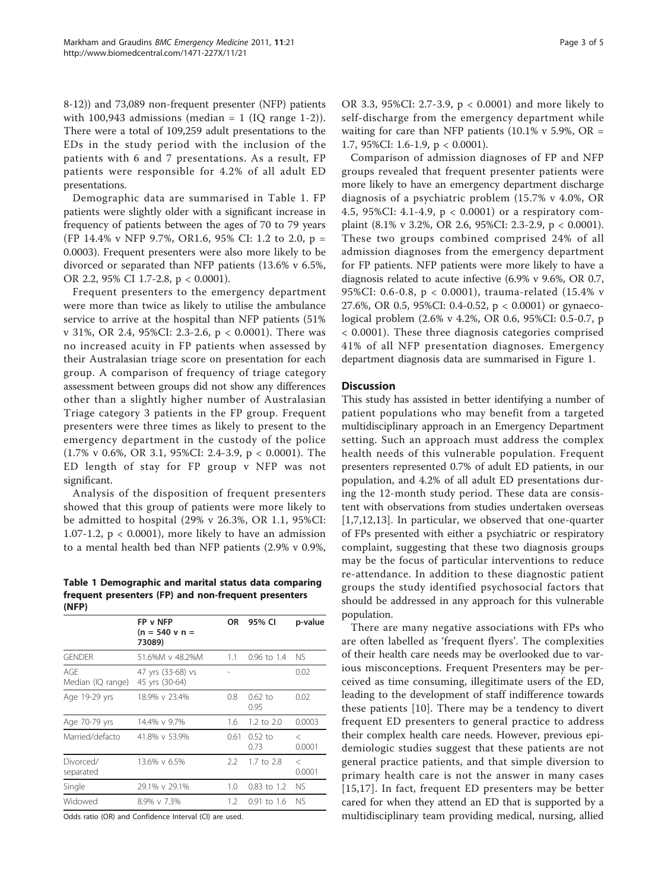8-12)) and 73,089 non-frequent presenter (NFP) patients with 100,943 admissions (median = 1 (IQ range 1-2)). There were a total of 109,259 adult presentations to the EDs in the study period with the inclusion of the patients with 6 and 7 presentations. As a result, FP patients were responsible for 4.2% of all adult ED presentations.

Demographic data are summarised in Table 1. FP patients were slightly older with a significant increase in frequency of patients between the ages of 70 to 79 years (FP 14.4% v NFP 9.7%, OR1.6, 95% CI: 1.2 to 2.0, p = 0.0003). Frequent presenters were also more likely to be divorced or separated than NFP patients (13.6% v 6.5%, OR 2.2, 95% CI 1.7-2.8, p < 0.0001).

Frequent presenters to the emergency department were more than twice as likely to utilise the ambulance service to arrive at the hospital than NFP patients (51% v 31%, OR 2.4, 95%CI: 2.3-2.6, p < 0.0001). There was no increased acuity in FP patients when assessed by their Australasian triage score on presentation for each group. A comparison of frequency of triage category assessment between groups did not show any differences other than a slightly higher number of Australasian Triage category 3 patients in the FP group. Frequent presenters were three times as likely to present to the emergency department in the custody of the police (1.7% v 0.6%, OR 3.1, 95%CI: 2.4-3.9, p < 0.0001). The ED length of stay for FP group v NFP was not significant.

Analysis of the disposition of frequent presenters showed that this group of patients were more likely to be admitted to hospital (29% v 26.3%, OR 1.1, 95%CI: 1.07-1.2, p < 0.0001), more likely to have an admission to a mental health bed than NFP patients (2.9% v 0.9%, OR 3.3, 95%CI: 2.7-3.9, p < 0.0001) and more likely to self-discharge from the emergency department while waiting for care than NFP patients (10.1% v 5.9%, OR = 1.7, 95%CI: 1.6-1.9, p < 0.0001).

Comparison of admission diagnoses of FP and NFP groups revealed that frequent presenter patients were more likely to have an emergency department discharge diagnosis of a psychiatric problem (15.7% v 4.0%, OR 4.5, 95%CI: 4.1-4.9, p < 0.0001) or a respiratory complaint (8.1% v 3.2%, OR 2.6, 95%CI: 2.3-2.9, p < 0.0001). These two groups combined comprised 24% of all admission diagnoses from the emergency department for FP patients. NFP patients were more likely to have a diagnosis related to acute infective (6.9% v 9.6%, OR 0.7, 95%CI: 0.6-0.8, p < 0.0001), trauma-related (15.4% v 27.6%, OR 0.5, 95%CI: 0.4-0.52, p < 0.0001) or gynaecological problem (2.6% v 4.2%, OR 0.6, 95%CI: 0.5-0.7, p < 0.0001). These three diagnosis categories comprised 41% of all NFP presentation diagnoses. Emergency department diagnosis data are summarised in Figure 1.

**Table 1 Demographic and marital status data comparing frequent presenters (FP) and non-frequent presenters (NFP)**

| | FP v NFP (n = 540 v n = 73089) | OR | 95% CI | p-value |
|---|---|---|---|---|
| GENDER | 51.6%M v 48.2%M | 1.1 | 0.96 to 1.4 | NS |
| AGE Median (IQ range) | 47 yrs (33-68) vs 45 yrs (30-64) | - | | 0.02 |
| Age 19-29 yrs | 18.9% v 23.4% | 0.8 | 0.62 to 0.95 | 0.02 |
| Age 70-79 yrs | 14.4% v 9.7% | 1.6 | 1.2 to 2.0 | 0.0003 |
| Married/defacto | 41.8% v 53.9% | 0.61 | 0.52 to 0.73 | < 0.0001 |
| Divorced/ separated | 13.6% v 6.5% | 2.2 | 1.7 to 2.8 | < 0.0001 |
| Single | 29.1% v 29.1% | 1.0 | 0.83 to 1.2 | NS |
| Widowed | 8.9% v 7.3% | 1.2 | 0.91 to 1.6 | NS |

Odds ratio (OR) and Confidence Interval (CI) are used.

## Discussion

This study has assisted in better identifying a number of patient populations who may benefit from a targeted multidisciplinary approach in an Emergency Department setting. Such an approach must address the complex health needs of this vulnerable population. Frequent presenters represented 0.7% of adult ED patients, in our population, and 4.2% of all adult ED presentations during the 12-month study period. These data are consistent with observations from studies undertaken overseas [1,7,12,13]. In particular, we observed that one-quarter of FPs presented with either a psychiatric or respiratory complaint, suggesting that these two diagnosis groups may be the focus of particular interventions to reduce re-attendance. In addition to these diagnostic patient groups the study identified psychosocial factors that should be addressed in any approach for this vulnerable population.

There are many negative associations with FPs who are often labelled as 'frequent flyers'. The complexities of their health care needs may be overlooked due to various misconceptions. Frequent Presenters may be perceived as time consuming, illegitimate users of the ED, leading to the development of staff indifference towards these patients [10]. There may be a tendency to divert frequent ED presenters to general practice to address their complex health care needs. However, previous epidemiologic studies suggest that these patients are not general practice patients, and that simple diversion to primary health care is not the answer in many cases [15,17]. In fact, frequent ED presenters may be better cared for when they attend an ED that is supported by a multidisciplinary team providing medical, nursing, allied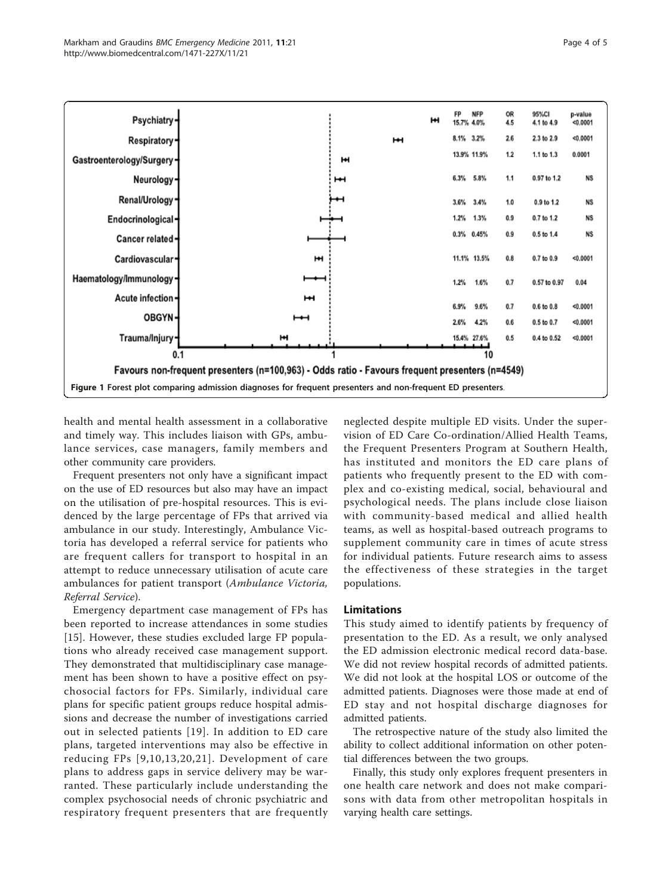| | FP | NFP | OR | 95%CI | p-value |
|---|---|---|---|---|---|
| Psychiatry | 15.7% | 4.0% | 4.5 | 4.1 to 4.9 | <0.0001 |
| Respiratory | 8.1% | 3.2% | 2.6 | 2.3 to 2.9 | <0.0001 |
| Gastroenterology/Surgery | 13.9% | 11.9% | 1.2 | 1.1 to 1.3 | 0.0001 |
| Neurology | 6.3% | 5.8% | 1.1 | 0.97 to 1.2 | NS |
| Renal/Urology | 3.6% | 3.4% | 1.0 | 0.9 to 1.2 | NS |
| Endocrinological | 1.2% | 1.3% | 0.9 | 0.7 to 1.2 | NS |
| Cancer related | 0.3% | 0.45% | 0.9 | 0.5 to 1.4 | NS |
| Cardiovascular | 11.1% | 13.5% | 0.8 | 0.7 to 0.9 | <0.0001 |
| Haematology/Immunology | 1.2% | 1.6% | 0.7 | 0.57 to 0.97 | 0.04 |
| Acute infection | 6.9% | 9.6% | 0.7 | 0.6 to 0.8 | <0.0001 |
| OBGYN | 2.6% | 4.2% | 0.6 | 0.5 to 0.7 | <0.0001 |
| Trauma/Injury | 15.4% | 27.6% | 0.5 | 0.4 to 0.52 | <0.0001 |

Favours non-frequent presenters (n=100,963) - Odds ratio - Favours frequent presenters (n=4549)

**Figure 1** Forest plot comparing admission diagnoses for frequent presenters and non-frequent ED presenters.

health and mental health assessment in a collaborative and timely way. This includes liaison with GPs, ambulance services, case managers, family members and other community care providers.

Frequent presenters not only have a significant impact on the use of ED resources but also may have an impact on the utilisation of pre-hospital resources. This is evidenced by the large percentage of FPs that arrived via ambulance in our study. Interestingly, Ambulance Victoria has developed a referral service for patients who are frequent callers for transport to hospital in an attempt to reduce unnecessary utilisation of acute care ambulances for patient transport (*Ambulance Victoria, Referral Service*).

Emergency department case management of FPs has been reported to increase attendances in some studies [15]. However, these studies excluded large FP populations who already received case management support. They demonstrated that multidisciplinary case management has been shown to have a positive effect on psychosocial factors for FPs. Similarly, individual care plans for specific patient groups reduce hospital admissions and decrease the number of investigations carried out in selected patients [19]. In addition to ED care plans, targeted interventions may also be effective in reducing FPs [9,10,13,20,21]. Development of care plans to address gaps in service delivery may be warranted. These particularly include understanding the complex psychosocial needs of chronic psychiatric and respiratory frequent presenters that are frequently neglected despite multiple ED visits. Under the supervision of ED Care Co-ordination/Allied Health Teams, the Frequent Presenters Program at Southern Health, has instituted and monitors the ED care plans of patients who frequently present to the ED with complex and co-existing medical, social, behavioural and psychological needs. The plans include close liaison with community-based medical and allied health teams, as well as hospital-based outreach programs to supplement community care in times of acute stress for individual patients. Future research aims to assess the effectiveness of these strategies in the target populations.

## Limitations

This study aimed to identify patients by frequency of presentation to the ED. As a result, we only analysed the ED admission electronic medical record data-base. We did not review hospital records of admitted patients. We did not look at the hospital LOS or outcome of the admitted patients. Diagnoses were those made at end of ED stay and not hospital discharge diagnoses for admitted patients.

The retrospective nature of the study also limited the ability to collect additional information on other potential differences between the two groups.

Finally, this study only explores frequent presenters in one health care network and does not make comparisons with data from other metropolitan hospitals in varying health care settings.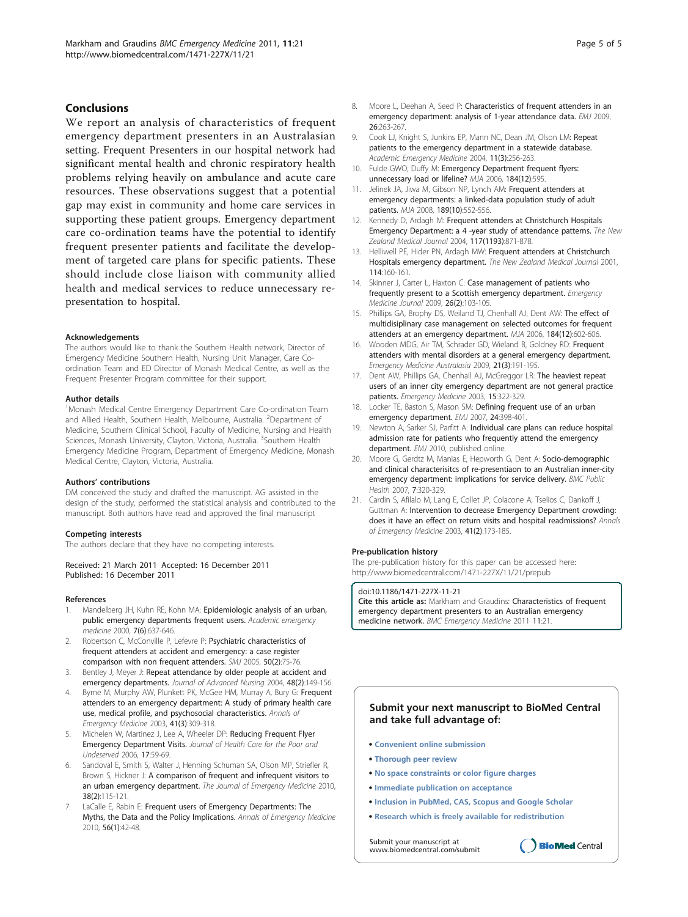## Conclusions

We report an analysis of characteristics of frequent emergency department presenters in an Australasian setting. Frequent Presenters in our hospital network had significant mental health and chronic respiratory health problems relying heavily on ambulance and acute care resources. These observations suggest that a potential gap may exist in community and home care services in supporting these patient groups. Emergency department care co-ordination teams have the potential to identify frequent presenter patients and facilitate the development of targeted care plans for specific patients. These should include close liaison with community allied health and medical services to reduce unnecessary re-presentation to hospital.

#### Acknowledgements

The authors would like to thank the Southern Health network, Director of Emergency Medicine Southern Health, Nursing Unit Manager, Care Co-ordination Team and ED Director of Monash Medical Centre, as well as the Frequent Presenter Program committee for their support.

#### Author details

[1]Monash Medical Centre Emergency Department Care Co-ordination Team and Allied Health, Southern Health, Melbourne, Australia. [2]Department of Medicine, Southern Clinical School, Faculty of Medicine, Nursing and Health Sciences, Monash University, Clayton, Victoria, Australia. [3]Southern Health Emergency Medicine Program, Department of Emergency Medicine, Monash Medical Centre, Clayton, Victoria, Australia.

#### Authors' contributions

DM conceived the study and drafted the manuscript. AG assisted in the design of the study, performed the statistical analysis and contributed to the manuscript. Both authors have read and approved the final manuscript

#### Competing interests

The authors declare that they have no competing interests.

Received: 21 March 2011 Accepted: 16 December 2011
Published: 16 December 2011

#### References

1. Mandelberg JH, Kuhn RE, Kohn MA: **Epidemiologic analysis of an urban, public emergency departments frequent users.** *Academic emergency medicine* 2000, **7(6)**:637-646.
2. Robertson C, McConville P, Lefevre P: **Psychiatric characteristics of frequent attenders at accident and emergency: a case register comparison with non frequent attenders.** *SMJ* 2005, **50(2)**:75-76.
3. Bentley J, Meyer J: **Repeat attendance by older people at accident and emergency departments.** *Journal of Advanced Nursing* 2004, **48(2)**:149-156.
4. Byrne M, Murphy AW, Plunkett PK, McGee HM, Murray A, Bury G: **Frequent attenders to an emergency department: A study of primary health care use, medical profile, and psychosocial characteristics.** *Annals of Emergency Medicine* 2003, **41(3)**:309-318.
5. Michelen W, Martinez J, Lee A, Wheeler DP: **Reducing Frequent Flyer Emergency Department Visits.** *Journal of Health Care for the Poor and Undeserved* 2006, **17**:59-69.
6. Sandoval E, Smith S, Walter J, Henning Schuman SA, Olson MP, Striefler R, Brown S, Hickner J: **A comparison of frequent and infrequent visitors to an urban emergency department.** *The Journal of Emergency Medicine* 2010, **38(2)**:115-121.
7. LaCalle E, Rabin E: **Frequent users of Emergency Departments: The Myths, the Data and the Policy Implications.** *Annals of Emergency Medicine* 2010, **56(1)**:42-48.
8. Moore L, Deehan A, Seed P: **Characteristics of frequent attenders in an emergency department: analysis of 1-year attendance data.** *EMJ* 2009, **26**:263-267.
9. Cook LJ, Knight S, Junkins EP, Mann NC, Dean JM, Olson LM: **Repeat patients to the emergency department in a statewide database.** *Academic Emergency Medicine* 2004, **11(3)**:256-263.
10. Fulde GWO, Duffy M: **Emergency Department frequent flyers: unnecessary load or lifeline?** *MJA* 2006, **184(12)**:595.
11. Jelinek JA, Jiwa M, Gibson NP, Lynch AM: **Frequent attenders at emergency departments: a linked-data population study of adult patients.** *MJA* 2008, **189(10)**:552-556.
12. Kennedy D, Ardagh M: **Frequent attenders at Christchurch Hospitals Emergency Department: a 4 -year study of attendance patterns.** *The New Zealand Medical Journal* 2004, **117(1193)**:871-878.
13. Helliwell PE, Hider PN, Ardagh MW: **Frequent attenders at Christchurch Hospitals emergency department.** *The New Zealand Medical Journal* 2001, **114**:160-161.
14. Skinner J, Carter L, Haxton C: **Case management of patients who frequently present to a Scottish emergency department.** *Emergency Medicine Journal* 2009, **26(2)**:103-105.
15. Phillips GA, Brophy DS, Weiland TJ, Chenhall AJ, Dent AW: **The effect of multidisiplinary case management on selected outcomes for frequent attenders at an emergency department.** *MJA* 2006, **184(12)**:602-606.
16. Wooden MDG, Air TM, Schrader GD, Wieland B, Goldney RD: **Frequent attenders with mental disorders at a general emergency department.** *Emergency Medicine Australasia* 2009, **21(3)**:191-195.
17. Dent AW, Phillips GA, Chenhall AJ, McGreggor LR: **The heaviest repeat users of an inner city emergency department are not general practice patients.** *Emergency Medicine* 2003, **15**:322-329.
18. Locker TE, Baston S, Mason SM: **Defining frequent use of an urban emergency department.** *EMJ* 2007, **24**:398-401.
19. Newton A, Sarker SJ, Parfitt A: **Individual care plans can reduce hospital admission rate for patients who frequently attend the emergency department.** *EMJ* 2010, published online.
20. Moore G, Gerdtz M, Manias E, Hepworth G, Dent A: **Socio-demographic and clinical characterisitcs of re-presentiaon to an Australian inner-city emergency department: implications for service delivery.** *BMC Public Health* 2007, **7**:320-329.
21. Cardin S, Afilalo M, Lang E, Collet JP, Colacone A, Tselios C, Dankoff J, Guttman A: **Intervention to decrease Emergency Department crowding: does it have an effect on return visits and hospital readmissions?** *Annals of Emergency Medicine* 2003, **41(2)**:173-185.

#### Pre-publication history

The pre-publication history for this paper can be accessed here:
http://www.biomedcentral.com/1471-227X/11/21/prepub

doi:10.1186/1471-227X-11-21

**Cite this article as:** Markham and Graudins: Characteristics of frequent emergency department presenters to an Australian emergency medicine network. *BMC Emergency Medicine* 2011 **11**:21.

**Submit your next manuscript to BioMed Central and take full advantage of:**

- Convenient online submission
- Thorough peer review
- No space constraints or color figure charges
- Immediate publication on acceptance
- Inclusion in PubMed, CAS, Scopus and Google Scholar
- Research which is freely available for redistribution

Submit your manuscript at
www.biomedcentral.com/submit

BioMed Central